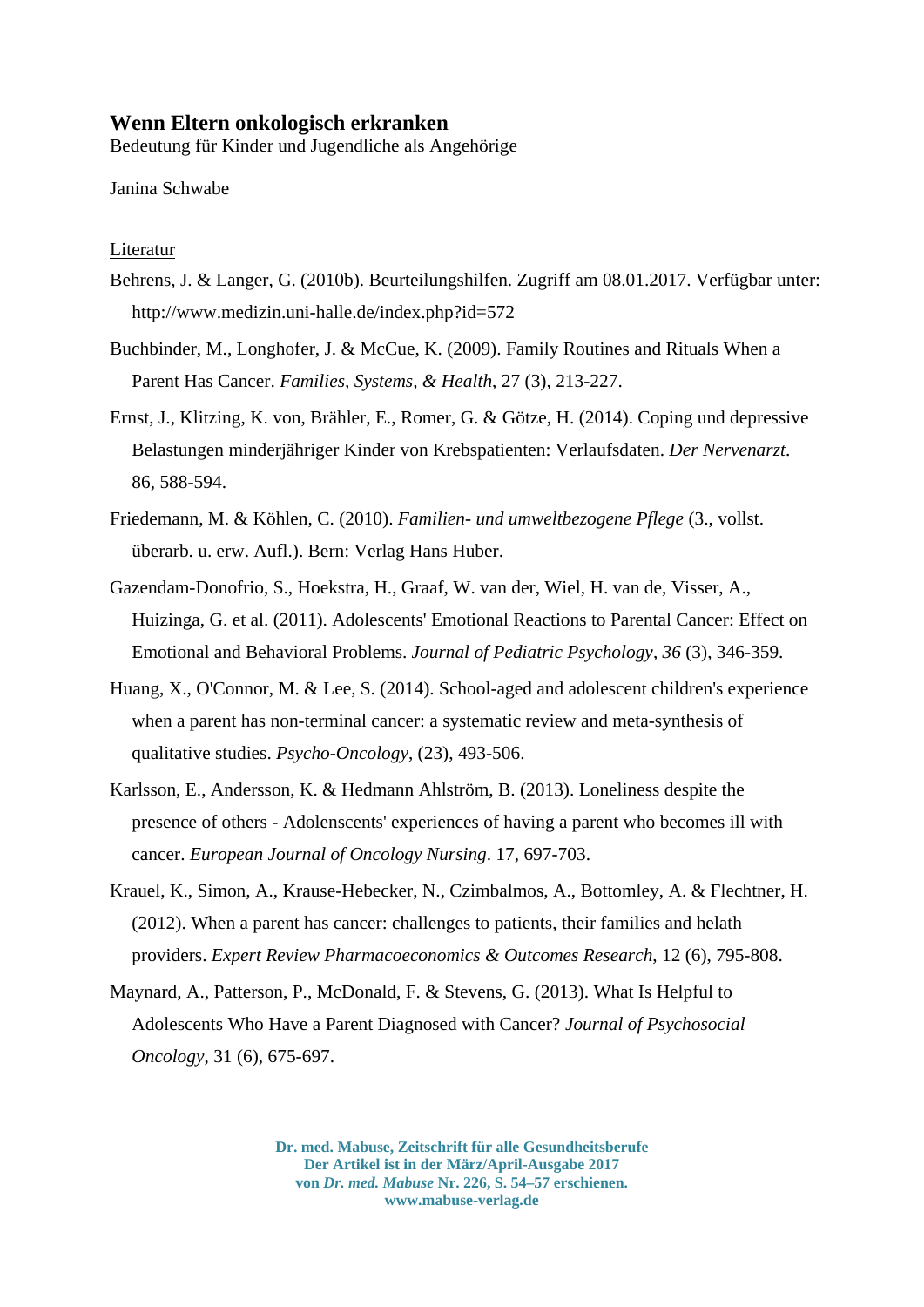# Wenn Eltern onkologisch erkranken

Bedeutung für Kinder und Jugendliche als Angehörige

Janina Schwabe

Literatur

Behrens, J. & Langer, G. (2010b). Beurteilungshilfen. Zugriff am 08.01.2017. Verfügbar unter: http://www.medizin.uni-halle.de/index.php?id=572

Buchbinder, M., Longhofer, J. & McCue, K. (2009). Family Routines and Rituals When a Parent Has Cancer. *Families, Systems, & Health*, 27 (3), 213-227.

Ernst, J., Klitzing, K. von, Brähler, E., Romer, G. & Götze, H. (2014). Coping und depressive Belastungen minderjähriger Kinder von Krebspatienten: Verlaufsdaten. *Der Nervenarzt*. 86, 588-594.

Friedemann, M. & Köhlen, C. (2010). *Familien- und umweltbezogene Pflege* (3., vollst. überarb. u. erw. Aufl.). Bern: Verlag Hans Huber.

Gazendam-Donofrio, S., Hoekstra, H., Graaf, W. van der, Wiel, H. van de, Visser, A., Huizinga, G. et al. (2011). Adolescents' Emotional Reactions to Parental Cancer: Effect on Emotional and Behavioral Problems. *Journal of Pediatric Psychology*, *36* (3), 346-359.

Huang, X., O'Connor, M. & Lee, S. (2014). School-aged and adolescent children's experience when a parent has non-terminal cancer: a systematic review and meta-synthesis of qualitative studies. *Psycho-Oncology*, (23), 493-506.

Karlsson, E., Andersson, K. & Hedmann Ahlström, B. (2013). Loneliness despite the presence of others - Adolenscents' experiences of having a parent who becomes ill with cancer. *European Journal of Oncology Nursing*. 17, 697-703.

Krauel, K., Simon, A., Krause-Hebecker, N., Czimbalmos, A., Bottomley, A. & Flechtner, H. (2012). When a parent has cancer: challenges to patients, their families and helath providers. *Expert Review Pharmacoeconomics & Outcomes Research*, 12 (6), 795-808.

Maynard, A., Patterson, P., McDonald, F. & Stevens, G. (2013). What Is Helpful to Adolescents Who Have a Parent Diagnosed with Cancer? *Journal of Psychosocial Oncology*, 31 (6), 675-697.

**Dr. med. Mabuse, Zeitschrift für alle Gesundheitsberufe**
**Der Artikel ist in der März/April-Ausgabe 2017**
**von *Dr. med. Mabuse* Nr. 226, S. 54–57 erschienen.**
**www.mabuse-verlag.de**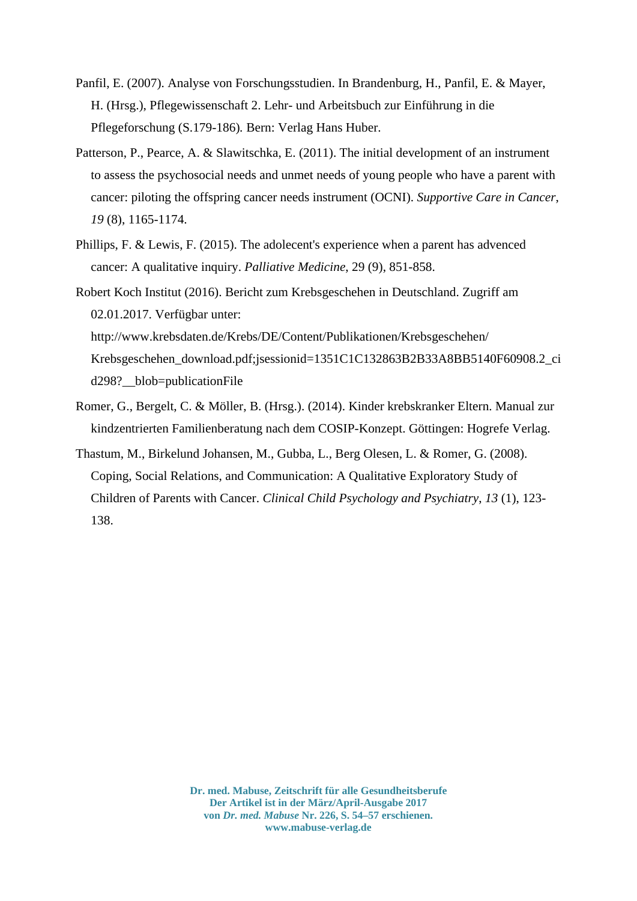Panfil, E. (2007). Analyse von Forschungsstudien. In Brandenburg, H., Panfil, E. & Mayer, H. (Hrsg.), Pflegewissenschaft 2. Lehr- und Arbeitsbuch zur Einführung in die Pflegeforschung (S.179-186). Bern: Verlag Hans Huber.

Patterson, P., Pearce, A. & Slawitschka, E. (2011). The initial development of an instrument to assess the psychosocial needs and unmet needs of young people who have a parent with cancer: piloting the offspring cancer needs instrument (OCNI). *Supportive Care in Cancer*, *19* (8), 1165-1174.

Phillips, F. & Lewis, F. (2015). The adolecent's experience when a parent has advenced cancer: A qualitative inquiry. *Palliative Medicine*, 29 (9), 851-858.

Robert Koch Institut (2016). Bericht zum Krebsgeschehen in Deutschland. Zugriff am 02.01.2017. Verfügbar unter: http://www.krebsdaten.de/Krebs/DE/Content/Publikationen/Krebsgeschehen/Krebsgeschehen_download.pdf;jsessionid=1351C1C132863B2B33A8BB5140F60908.2_cid298?__blob=publicationFile

Romer, G., Bergelt, C. & Möller, B. (Hrsg.). (2014). Kinder krebskranker Eltern. Manual zur kindzentrierten Familienberatung nach dem COSIP-Konzept. Göttingen: Hogrefe Verlag.

Thastum, M., Birkelund Johansen, M., Gubba, L., Berg Olesen, L. & Romer, G. (2008). Coping, Social Relations, and Communication: A Qualitative Exploratory Study of Children of Parents with Cancer. *Clinical Child Psychology and Psychiatry*, *13* (1), 123-138.

**Dr. med. Mabuse, Zeitschrift für alle Gesundheitsberufe**
**Der Artikel ist in der März/April-Ausgabe 2017**
**von *Dr. med. Mabuse* Nr. 226, S. 54–57 erschienen.**
**www.mabuse-verlag.de**